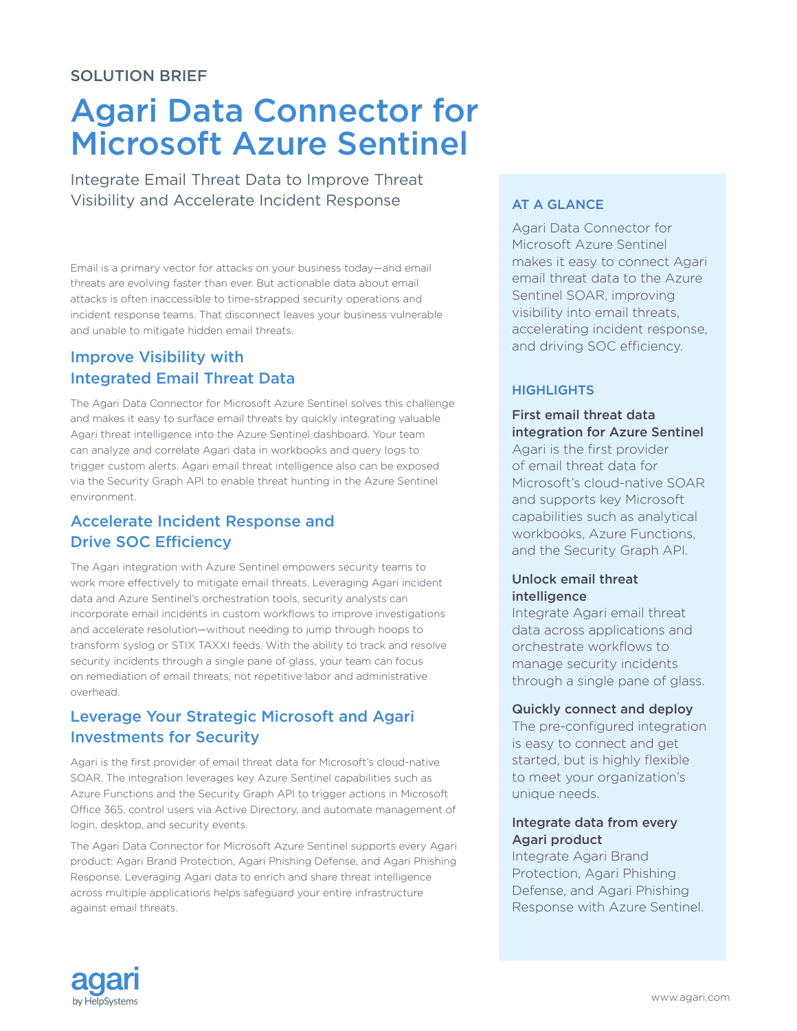SOLUTION BRIEF

# Agari Data Connector for Microsoft Azure Sentinel

Integrate Email Threat Data to Improve Threat Visibility and Accelerate Incident Response

Email is a primary vector for attacks on your business today—and email threats are evolving faster than ever. But actionable data about email attacks is often inaccessible to time-strapped security operations and incident response teams. That disconnect leaves your business vulnerable and unable to mitigate hidden email threats.

## Improve Visibility with Integrated Email Threat Data

The Agari Data Connector for Microsoft Azure Sentinel solves this challenge and makes it easy to surface email threats by quickly integrating valuable Agari threat intelligence into the Azure Sentinel dashboard. Your team can analyze and correlate Agari data in workbooks and query logs to trigger custom alerts. Agari email threat intelligence also can be exposed via the Security Graph API to enable threat hunting in the Azure Sentinel environment.

## Accelerate Incident Response and Drive SOC Efficiency

The Agari integration with Azure Sentinel empowers security teams to work more effectively to mitigate email threats. Leveraging Agari incident data and Azure Sentinel's orchestration tools, security analysts can incorporate email incidents in custom workflows to improve investigations and accelerate resolution—without needing to jump through hoops to transform syslog or STIX TAXXI feeds. With the ability to track and resolve security incidents through a single pane of glass, your team can focus on remediation of email threats, not repetitive labor and administrative overhead.

## Leverage Your Strategic Microsoft and Agari Investments for Security

Agari is the first provider of email threat data for Microsoft's cloud-native SOAR. The integration leverages key Azure Sentinel capabilities such as Azure Functions and the Security Graph API to trigger actions in Microsoft Office 365, control users via Active Directory, and automate management of login, desktop, and security events.

The Agari Data Connector for Microsoft Azure Sentinel supports every Agari product: Agari Brand Protection, Agari Phishing Defense, and Agari Phishing Response. Leveraging Agari data to enrich and share threat intelligence across multiple applications helps safeguard your entire infrastructure against email threats.

### AT A GLANCE

Agari Data Connector for Microsoft Azure Sentinel makes it easy to connect Agari email threat data to the Azure Sentinel SOAR, improving visibility into email threats, accelerating incident response, and driving SOC efficiency.

### HIGHLIGHTS

**First email threat data integration for Azure Sentinel**
Agari is the first provider of email threat data for Microsoft's cloud-native SOAR and supports key Microsoft capabilities such as analytical workbooks, Azure Functions, and the Security Graph API.

**Unlock email threat intelligence**
Integrate Agari email threat data across applications and orchestrate workflows to manage security incidents through a single pane of glass.

**Quickly connect and deploy**
The pre-configured integration is easy to connect and get started, but is highly flexible to meet your organization's unique needs.

**Integrate data from every Agari product**
Integrate Agari Brand Protection, Agari Phishing Defense, and Agari Phishing Response with Azure Sentinel.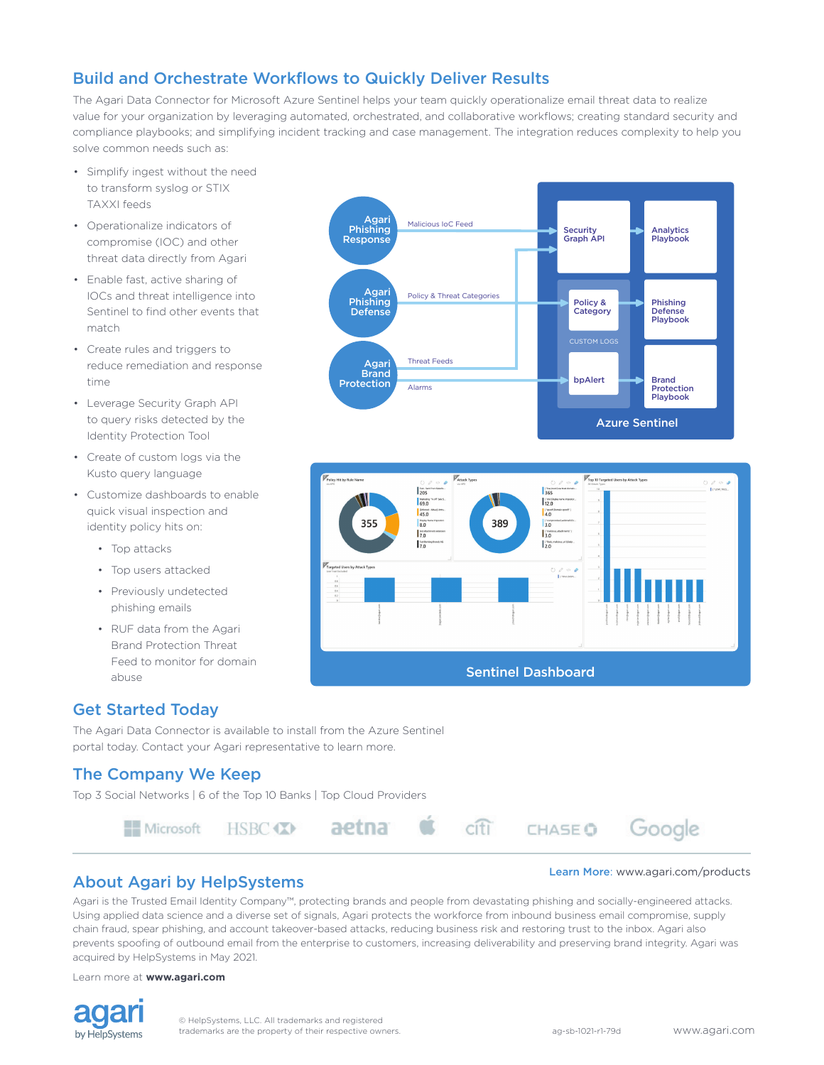## Build and Orchestrate Workflows to Quickly Deliver Results

The Agari Data Connector for Microsoft Azure Sentinel helps your team quickly operationalize email threat data to realize value for your organization by leveraging automated, orchestrated, and collaborative workflows; creating standard security and compliance playbooks; and simplifying incident tracking and case management. The integration reduces complexity to help you solve common needs such as:

- Simplify ingest without the need to transform syslog or STIX TAXXI feeds
- Operationalize indicators of compromise (IOC) and other threat data directly from Agari
- Enable fast, active sharing of IOCs and threat intelligence into Sentinel to find other events that match
- Create rules and triggers to reduce remediation and response time
- Leverage Security Graph API to query risks detected by the Identity Protection Tool
- Create of custom logs via the Kusto query language
- Customize dashboards to enable quick visual inspection and identity policy hits on:
  - Top attacks
  - Top users attacked
  - Previously undetected phishing emails
  - RUF data from the Agari Brand Protection Threat Feed to monitor for domain abuse

Agari Phishing Response
Agari Phishing Defense
Agari Brand Protection
Malicious IoC Feed
Policy & Threat Categories
Threat Feeds
Alarms
Security Graph API
Analytics Playbook
Policy & Category
Phishing Defense Playbook
CUSTOM LOGS
bpAlert
Brand Protection Playbook
Azure Sentinel

355
389
Sentinel Dashboard

## Get Started Today

The Agari Data Connector is available to install from the Azure Sentinel portal today. Contact your Agari representative to learn more.

## The Company We Keep

Top 3 Social Networks | 6 of the Top 10 Banks | Top Cloud Providers

Microsoft HSBC aetna citi CHASE Google

**Learn More**: www.agari.com/products

## About Agari by HelpSystems

Agari is the Trusted Email Identity Company™, protecting brands and people from devastating phishing and socially-engineered attacks. Using applied data science and a diverse set of signals, Agari protects the workforce from inbound business email compromise, supply chain fraud, spear phishing, and account takeover-based attacks, reducing business risk and restoring trust to the inbox. Agari also prevents spoofing of outbound email from the enterprise to customers, increasing deliverability and preserving brand integrity. Agari was acquired by HelpSystems in May 2021.

Learn more at **www.agari.com**

agari by HelpSystems

© HelpSystems, LLC. All trademarks and registered trademarks are the property of their respective owners.

ag-sb-1021-r1-79d

www.agari.com